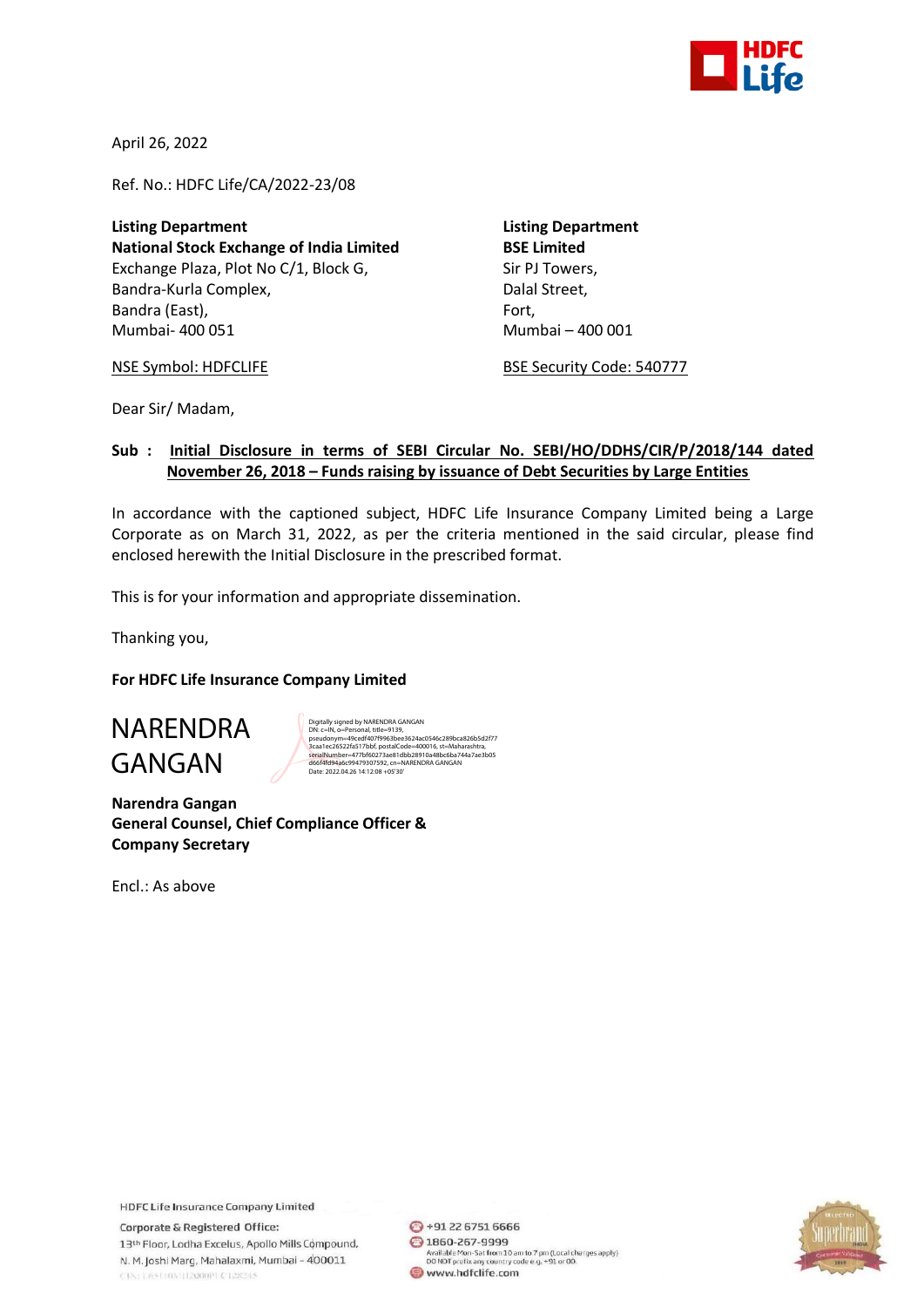April 26, 2022

Ref. No.: HDFC Life/CA/2022-23/08

**Listing Department**
**National Stock Exchange of India Limited**
Exchange Plaza, Plot No C/1, Block G,
Bandra-Kurla Complex,
Bandra (East),
Mumbai- 400 051

NSE Symbol: HDFCLIFE

**Listing Department**
**BSE Limited**
Sir PJ Towers,
Dalal Street,
Fort,
Mumbai – 400 001

BSE Security Code: 540777

Dear Sir/ Madam,

**Sub : Initial Disclosure in terms of SEBI Circular No. SEBI/HO/DDHS/CIR/P/2018/144 dated November 26, 2018 – Funds raising by issuance of Debt Securities by Large Entities**

In accordance with the captioned subject, HDFC Life Insurance Company Limited being a Large Corporate as on March 31, 2022, as per the criteria mentioned in the said circular, please find enclosed herewith the Initial Disclosure in the prescribed format.

This is for your information and appropriate dissemination.

Thanking you,

**For HDFC Life Insurance Company Limited**

NARENDRA GANGAN

Digitally signed by NARENDRA GANGAN
DN: c=IN, o=Personal, title=9139, pseudonym=49cedf407f9963bee3624ac0546c289bca826b5d2f773caa1ec26522fa517bbf, postalCode=400016, st=Maharashtra, serialNumber=477bf60273ae81dbb28910a48bc6ba744a7ae3b05d66f4fd94a6c99479307592, cn=NARENDRA GANGAN
Date: 2022.04.26 14:12:08 +05'30'

**Narendra Gangan**
**General Counsel, Chief Compliance Officer & Company Secretary**

Encl.: As above

HDFC Life Insurance Company Limited
Corporate & Registered Office:
13th Floor, Lodha Excelus, Apollo Mills Compound,
N. M. Joshi Marg, Mahalaxmi, Mumbai - 400011

+91 22 6751 6666
1860-267-9999
Available Mon-Sat from 10 am to 7 pm (Local charges apply)
DO NOT prefix any country code e.g. +91 or 00.
www.hdfclife.com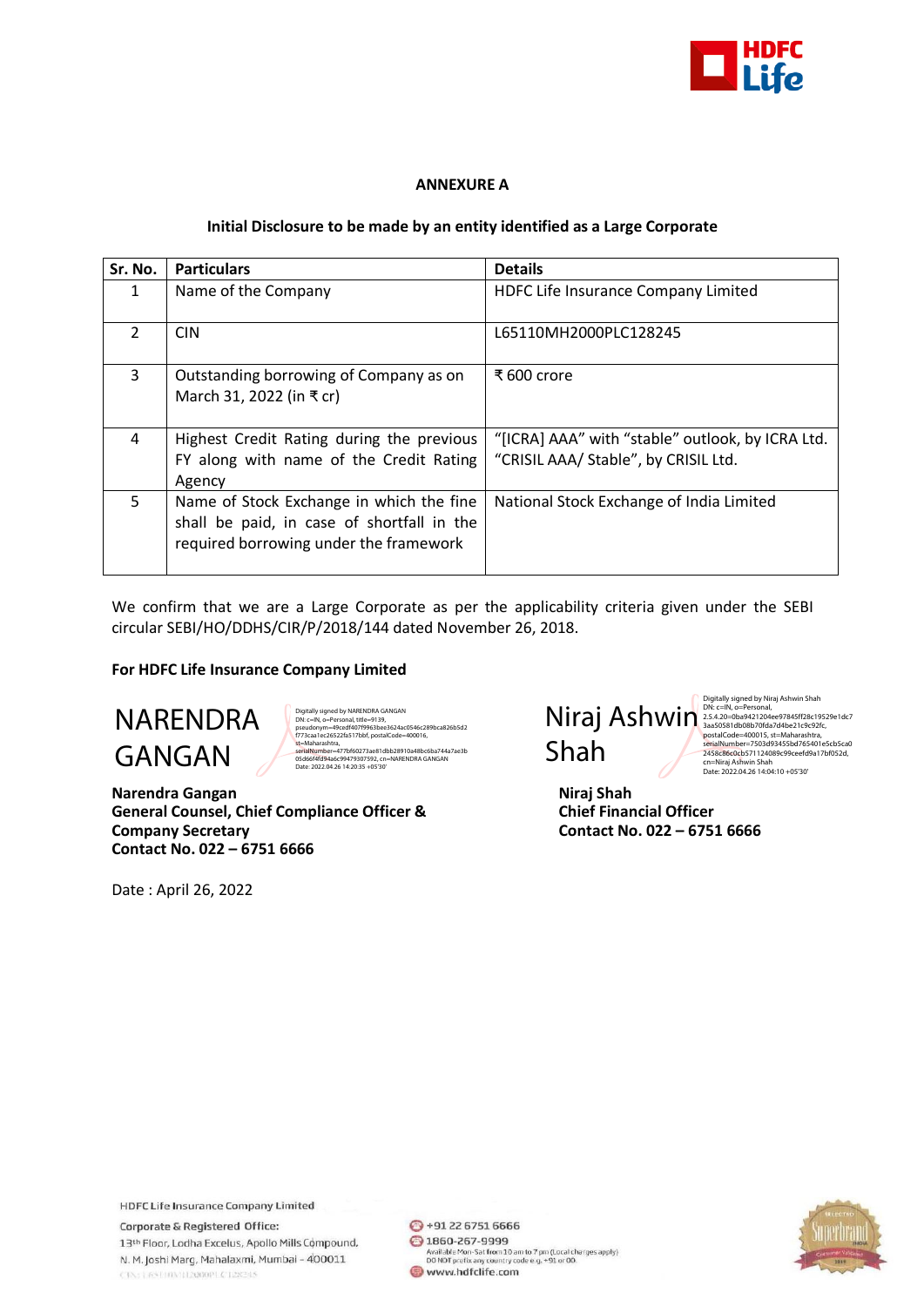## ANNEXURE A

### Initial Disclosure to be made by an entity identified as a Large Corporate

| Sr. No. | Particulars | Details |
|---|---|---|
| 1 | Name of the Company | HDFC Life Insurance Company Limited |
| 2 | CIN | L65110MH2000PLC128245 |
| 3 | Outstanding borrowing of Company as on March 31, 2022 (in ₹ cr) | ₹ 600 crore |
| 4 | Highest Credit Rating during the previous FY along with name of the Credit Rating Agency | "[ICRA] AAA" with "stable" outlook, by ICRA Ltd. "CRISIL AAA/ Stable", by CRISIL Ltd. |
| 5 | Name of Stock Exchange in which the fine shall be paid, in case of shortfall in the required borrowing under the framework | National Stock Exchange of India Limited |

We confirm that we are a Large Corporate as per the applicability criteria given under the SEBI circular SEBI/HO/DDHS/CIR/P/2018/144 dated November 26, 2018.

**For HDFC Life Insurance Company Limited**

NARENDRA GANGAN

Digitally signed by NARENDRA GANGAN
DN: c=IN, o=Personal, title=9139, pseudonym=49cedf407f9963bee3624ac0546c289bca826b5d2f773caa1ec26522fa517bbf, postalCode=400016, st=Maharashtra, serialNumber=477bf60273ae81dbb28910a48bc6ba744a7ae3b05d66f4fd94a6c99479307592, cn=NARENDRA GANGAN
Date: 2022.04.26 14:20:35 +05'30'

**Narendra Gangan**
**General Counsel, Chief Compliance Officer & Company Secretary**
**Contact No. 022 – 6751 6666**

Niraj Ashwin Shah

Digitally signed by Niraj Ashwin Shah
DN: c=IN, o=Personal, 2.5.4.20=0ba9421204ee97845ff28c19529e1dc73aa50581db08b70fda7d4be21c9c92fc, postalCode=400015, st=Maharashtra, serialNumber=7503d93455bd765401e5cb5ca02458c86c0cb571124089c99ceefd9a17bf052d, cn=Niraj Ashwin Shah
Date: 2022.04.26 14:04:10 +05'30'

**Niraj Shah**
**Chief Financial Officer**
**Contact No. 022 – 6751 6666**

Date : April 26, 2022

HDFC Life Insurance Company Limited
Corporate & Registered Office:
13th Floor, Lodha Excelus, Apollo Mills Compound, N. M. Joshi Marg, Mahalaxmi, Mumbai - 400011
CIN: L65110MH2000PLC128245

+91 22 6751 6666
1860-267-9999
Available Mon-Sat from 10 am to 7 pm (Local charges apply)
DO NOT prefix any country code e.g. +91 or 00.
www.hdfclife.com